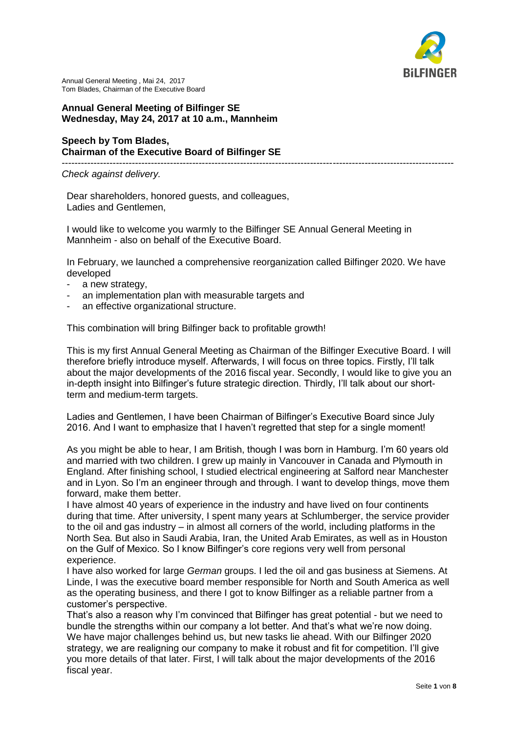Annual General Meeting , Mai 24, 2017
Tom Blades, Chairman of the Executive Board

**Annual General Meeting of Bilfinger SE**
**Wednesday, May 24, 2017 at 10 a.m., Mannheim**

**Speech by Tom Blades,**
**Chairman of the Executive Board of Bilfinger SE**

---

*Check against delivery.*

Dear shareholders, honored guests, and colleagues,
Ladies and Gentlemen,

I would like to welcome you warmly to the Bilfinger SE Annual General Meeting in Mannheim - also on behalf of the Executive Board.

In February, we launched a comprehensive reorganization called Bilfinger 2020. We have developed

- a new strategy,
- an implementation plan with measurable targets and
- an effective organizational structure.

This combination will bring Bilfinger back to profitable growth!

This is my first Annual General Meeting as Chairman of the Bilfinger Executive Board. I will therefore briefly introduce myself. Afterwards, I will focus on three topics. Firstly, I'll talk about the major developments of the 2016 fiscal year. Secondly, I would like to give you an in-depth insight into Bilfinger's future strategic direction. Thirdly, I'll talk about our short-term and medium-term targets.

Ladies and Gentlemen, I have been Chairman of Bilfinger's Executive Board since July 2016. And I want to emphasize that I haven't regretted that step for a single moment!

As you might be able to hear, I am British, though I was born in Hamburg. I'm 60 years old and married with two children. I grew up mainly in Vancouver in Canada and Plymouth in England. After finishing school, I studied electrical engineering at Salford near Manchester and in Lyon. So I'm an engineer through and through. I want to develop things, move them forward, make them better.
I have almost 40 years of experience in the industry and have lived on four continents during that time. After university, I spent many years at Schlumberger, the service provider to the oil and gas industry – in almost all corners of the world, including platforms in the North Sea. But also in Saudi Arabia, Iran, the United Arab Emirates, as well as in Houston on the Gulf of Mexico. So I know Bilfinger's core regions very well from personal experience.
I have also worked for large *German* groups. I led the oil and gas business at Siemens. At Linde, I was the executive board member responsible for North and South America as well as the operating business, and there I got to know Bilfinger as a reliable partner from a customer's perspective.
That's also a reason why I'm convinced that Bilfinger has great potential - but we need to bundle the strengths within our company a lot better. And that's what we're now doing. We have major challenges behind us, but new tasks lie ahead. With our Bilfinger 2020 strategy, we are realigning our company to make it robust and fit for competition. I'll give you more details of that later. First, I will talk about the major developments of the 2016 fiscal year.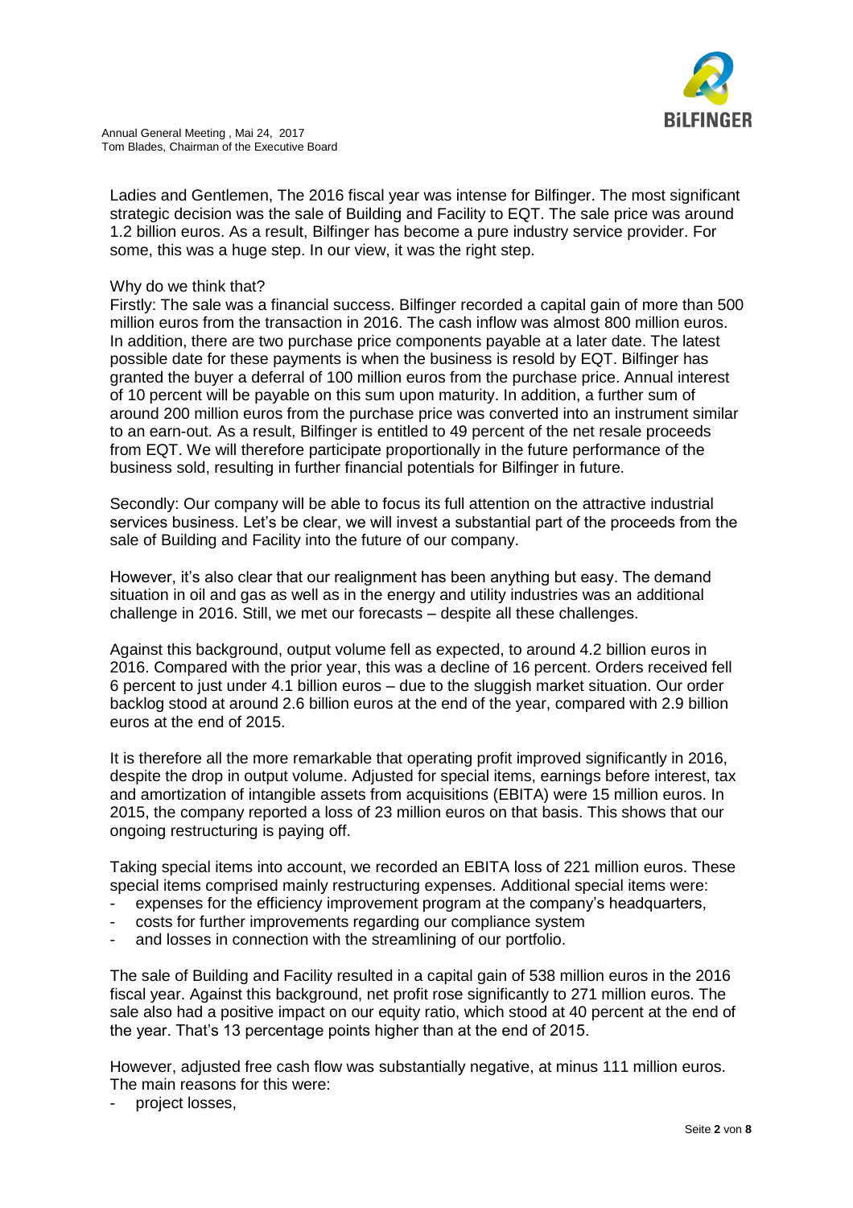Annual General Meeting , Mai 24, 2017
Tom Blades, Chairman of the Executive Board

Ladies and Gentlemen, The 2016 fiscal year was intense for Bilfinger. The most significant strategic decision was the sale of Building and Facility to EQT. The sale price was around 1.2 billion euros. As a result, Bilfinger has become a pure industry service provider. For some, this was a huge step. In our view, it was the right step.

Why do we think that?
Firstly: The sale was a financial success. Bilfinger recorded a capital gain of more than 500 million euros from the transaction in 2016. The cash inflow was almost 800 million euros. In addition, there are two purchase price components payable at a later date. The latest possible date for these payments is when the business is resold by EQT. Bilfinger has granted the buyer a deferral of 100 million euros from the purchase price. Annual interest of 10 percent will be payable on this sum upon maturity. In addition, a further sum of around 200 million euros from the purchase price was converted into an instrument similar to an earn-out. As a result, Bilfinger is entitled to 49 percent of the net resale proceeds from EQT. We will therefore participate proportionally in the future performance of the business sold, resulting in further financial potentials for Bilfinger in future.

Secondly: Our company will be able to focus its full attention on the attractive industrial services business. Let's be clear, we will invest a substantial part of the proceeds from the sale of Building and Facility into the future of our company.

However, it's also clear that our realignment has been anything but easy. The demand situation in oil and gas as well as in the energy and utility industries was an additional challenge in 2016. Still, we met our forecasts – despite all these challenges.

Against this background, output volume fell as expected, to around 4.2 billion euros in 2016. Compared with the prior year, this was a decline of 16 percent. Orders received fell 6 percent to just under 4.1 billion euros – due to the sluggish market situation. Our order backlog stood at around 2.6 billion euros at the end of the year, compared with 2.9 billion euros at the end of 2015.

It is therefore all the more remarkable that operating profit improved significantly in 2016, despite the drop in output volume. Adjusted for special items, earnings before interest, tax and amortization of intangible assets from acquisitions (EBITA) were 15 million euros. In 2015, the company reported a loss of 23 million euros on that basis. This shows that our ongoing restructuring is paying off.

Taking special items into account, we recorded an EBITA loss of 221 million euros. These special items comprised mainly restructuring expenses. Additional special items were:

- expenses for the efficiency improvement program at the company's headquarters,
- costs for further improvements regarding our compliance system
- and losses in connection with the streamlining of our portfolio.

The sale of Building and Facility resulted in a capital gain of 538 million euros in the 2016 fiscal year. Against this background, net profit rose significantly to 271 million euros. The sale also had a positive impact on our equity ratio, which stood at 40 percent at the end of the year. That's 13 percentage points higher than at the end of 2015.

However, adjusted free cash flow was substantially negative, at minus 111 million euros. The main reasons for this were:

- project losses,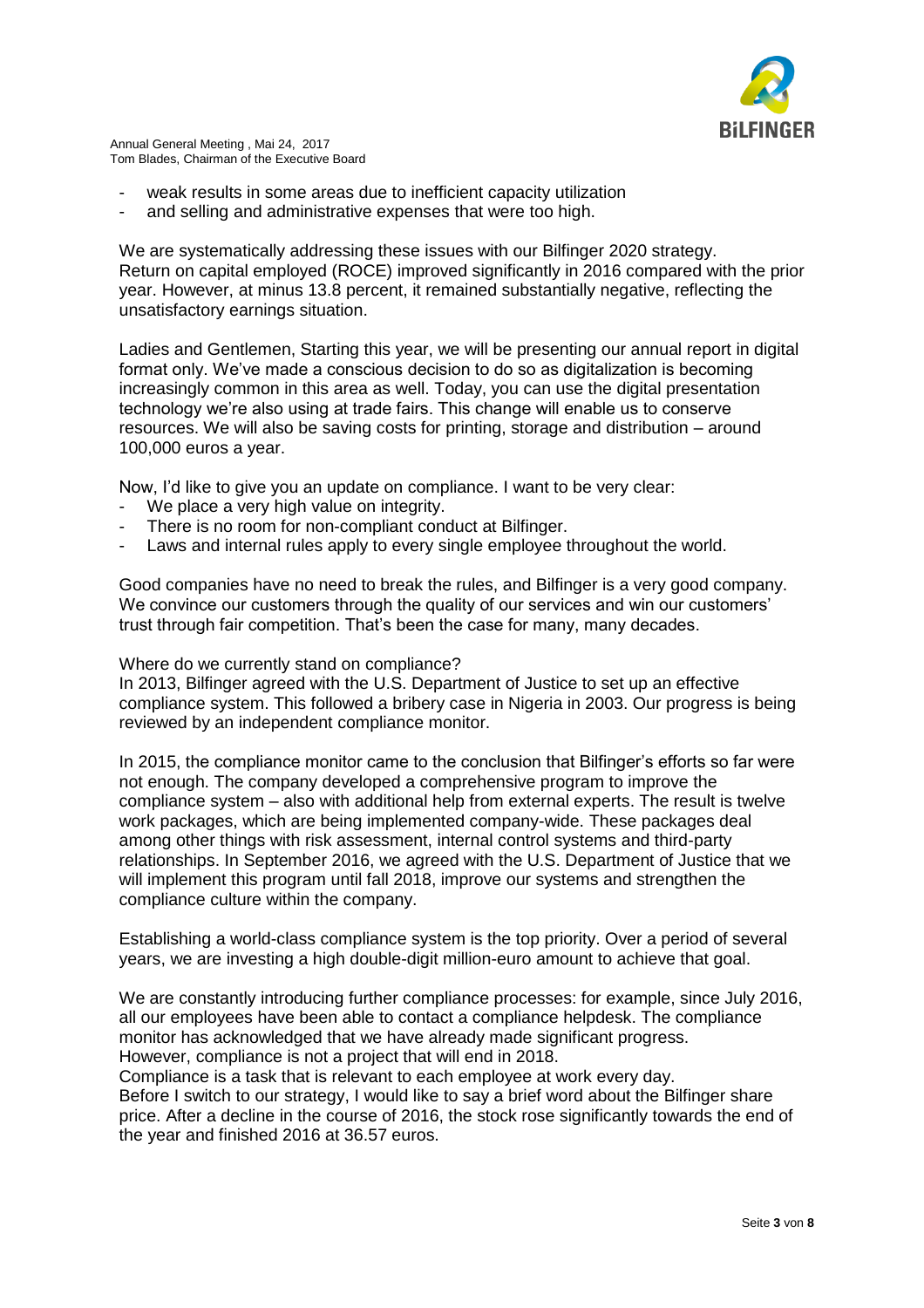- weak results in some areas due to inefficient capacity utilization
- and selling and administrative expenses that were too high.

We are systematically addressing these issues with our Bilfinger 2020 strategy. Return on capital employed (ROCE) improved significantly in 2016 compared with the prior year. However, at minus 13.8 percent, it remained substantially negative, reflecting the unsatisfactory earnings situation.

Ladies and Gentlemen, Starting this year, we will be presenting our annual report in digital format only. We've made a conscious decision to do so as digitalization is becoming increasingly common in this area as well. Today, you can use the digital presentation technology we're also using at trade fairs. This change will enable us to conserve resources. We will also be saving costs for printing, storage and distribution – around 100,000 euros a year.

Now, I'd like to give you an update on compliance. I want to be very clear:

- We place a very high value on integrity.
- There is no room for non-compliant conduct at Bilfinger.
- Laws and internal rules apply to every single employee throughout the world.

Good companies have no need to break the rules, and Bilfinger is a very good company. We convince our customers through the quality of our services and win our customers' trust through fair competition. That's been the case for many, many decades.

Where do we currently stand on compliance?
In 2013, Bilfinger agreed with the U.S. Department of Justice to set up an effective compliance system. This followed a bribery case in Nigeria in 2003. Our progress is being reviewed by an independent compliance monitor.

In 2015, the compliance monitor came to the conclusion that Bilfinger's efforts so far were not enough. The company developed a comprehensive program to improve the compliance system – also with additional help from external experts. The result is twelve work packages, which are being implemented company-wide. These packages deal among other things with risk assessment, internal control systems and third-party relationships. In September 2016, we agreed with the U.S. Department of Justice that we will implement this program until fall 2018, improve our systems and strengthen the compliance culture within the company.

Establishing a world-class compliance system is the top priority. Over a period of several years, we are investing a high double-digit million-euro amount to achieve that goal.

We are constantly introducing further compliance processes: for example, since July 2016, all our employees have been able to contact a compliance helpdesk. The compliance monitor has acknowledged that we have already made significant progress.
However, compliance is not a project that will end in 2018.
Compliance is a task that is relevant to each employee at work every day.
Before I switch to our strategy, I would like to say a brief word about the Bilfinger share price. After a decline in the course of 2016, the stock rose significantly towards the end of the year and finished 2016 at 36.57 euros.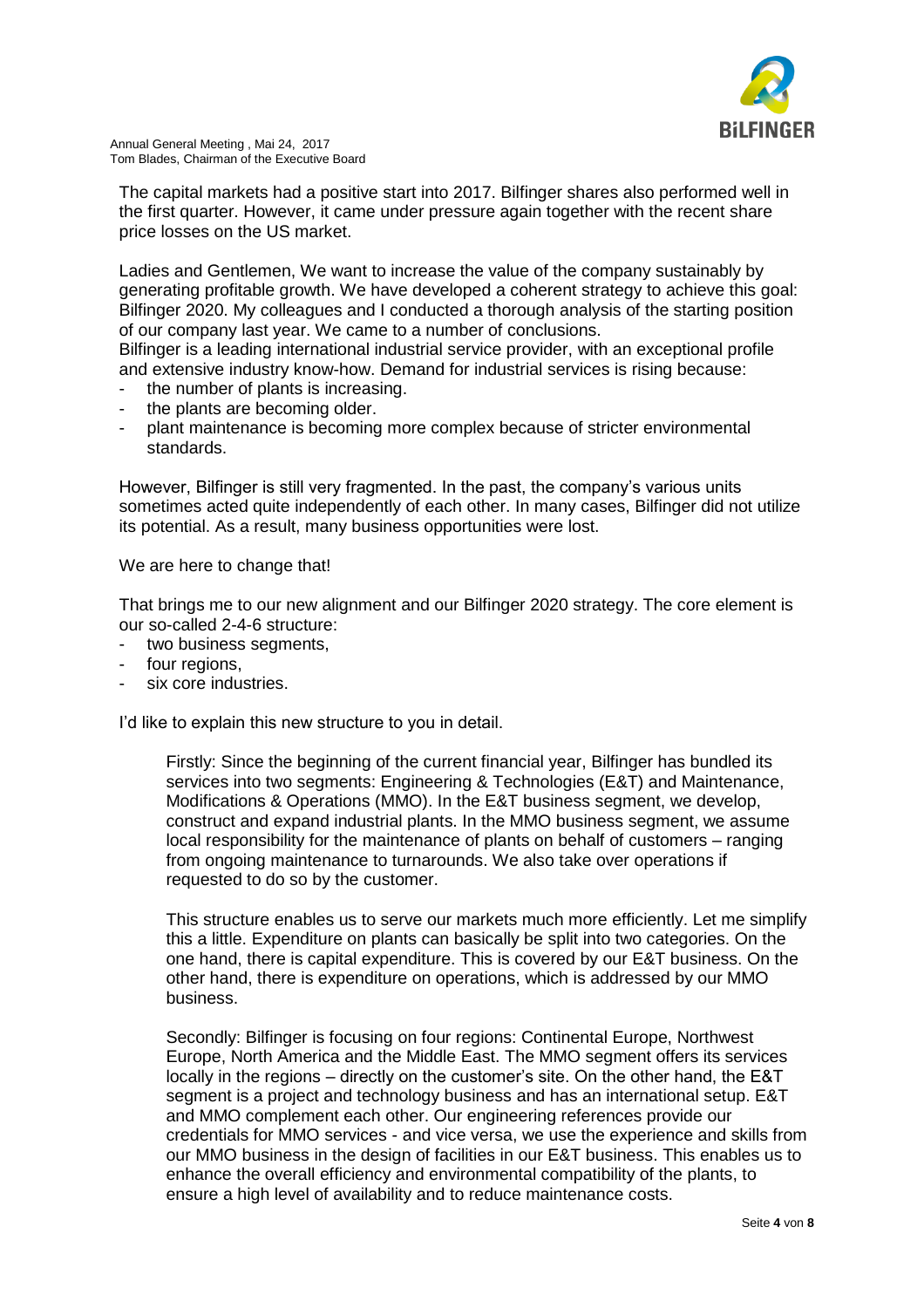The capital markets had a positive start into 2017. Bilfinger shares also performed well in the first quarter. However, it came under pressure again together with the recent share price losses on the US market.

Ladies and Gentlemen, We want to increase the value of the company sustainably by generating profitable growth. We have developed a coherent strategy to achieve this goal: Bilfinger 2020. My colleagues and I conducted a thorough analysis of the starting position of our company last year. We came to a number of conclusions.
Bilfinger is a leading international industrial service provider, with an exceptional profile and extensive industry know-how. Demand for industrial services is rising because:

- the number of plants is increasing.
- the plants are becoming older.
- plant maintenance is becoming more complex because of stricter environmental standards.

However, Bilfinger is still very fragmented. In the past, the company's various units sometimes acted quite independently of each other. In many cases, Bilfinger did not utilize its potential. As a result, many business opportunities were lost.

We are here to change that!

That brings me to our new alignment and our Bilfinger 2020 strategy. The core element is our so-called 2-4-6 structure:

- two business segments,
- four regions,
- six core industries.

I'd like to explain this new structure to you in detail.

> Firstly: Since the beginning of the current financial year, Bilfinger has bundled its services into two segments: Engineering & Technologies (E&T) and Maintenance, Modifications & Operations (MMO). In the E&T business segment, we develop, construct and expand industrial plants. In the MMO business segment, we assume local responsibility for the maintenance of plants on behalf of customers – ranging from ongoing maintenance to turnarounds. We also take over operations if requested to do so by the customer.
>
> This structure enables us to serve our markets much more efficiently. Let me simplify this a little. Expenditure on plants can basically be split into two categories. On the one hand, there is capital expenditure. This is covered by our E&T business. On the other hand, there is expenditure on operations, which is addressed by our MMO business.
>
> Secondly: Bilfinger is focusing on four regions: Continental Europe, Northwest Europe, North America and the Middle East. The MMO segment offers its services locally in the regions – directly on the customer's site. On the other hand, the E&T segment is a project and technology business and has an international setup. E&T and MMO complement each other. Our engineering references provide our credentials for MMO services - and vice versa, we use the experience and skills from our MMO business in the design of facilities in our E&T business. This enables us to enhance the overall efficiency and environmental compatibility of the plants, to ensure a high level of availability and to reduce maintenance costs.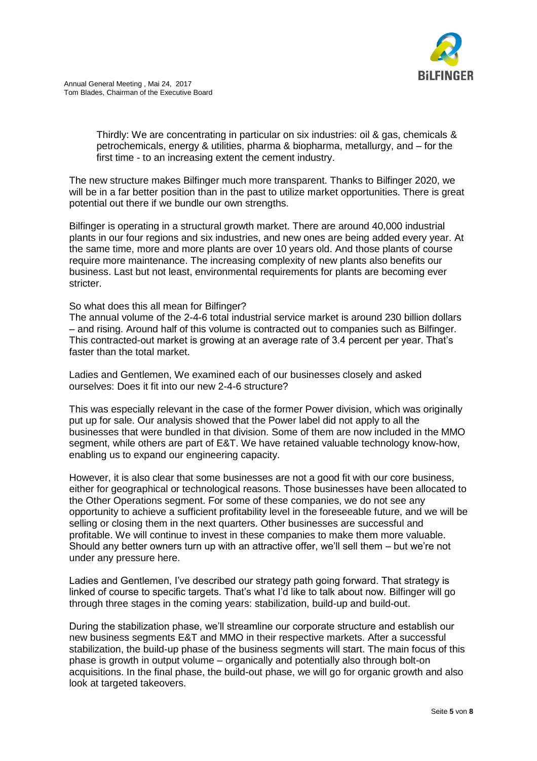Thirdly: We are concentrating in particular on six industries: oil & gas, chemicals & petrochemicals, energy & utilities, pharma & biopharma, metallurgy, and – for the first time - to an increasing extent the cement industry.

The new structure makes Bilfinger much more transparent. Thanks to Bilfinger 2020, we will be in a far better position than in the past to utilize market opportunities. There is great potential out there if we bundle our own strengths.

Bilfinger is operating in a structural growth market. There are around 40,000 industrial plants in our four regions and six industries, and new ones are being added every year. At the same time, more and more plants are over 10 years old. And those plants of course require more maintenance. The increasing complexity of new plants also benefits our business. Last but not least, environmental requirements for plants are becoming ever stricter.

So what does this all mean for Bilfinger?
The annual volume of the 2-4-6 total industrial service market is around 230 billion dollars – and rising. Around half of this volume is contracted out to companies such as Bilfinger. This contracted-out market is growing at an average rate of 3.4 percent per year. That's faster than the total market.

Ladies and Gentlemen, We examined each of our businesses closely and asked ourselves: Does it fit into our new 2-4-6 structure?

This was especially relevant in the case of the former Power division, which was originally put up for sale. Our analysis showed that the Power label did not apply to all the businesses that were bundled in that division. Some of them are now included in the MMO segment, while others are part of E&T. We have retained valuable technology know-how, enabling us to expand our engineering capacity.

However, it is also clear that some businesses are not a good fit with our core business, either for geographical or technological reasons. Those businesses have been allocated to the Other Operations segment. For some of these companies, we do not see any opportunity to achieve a sufficient profitability level in the foreseeable future, and we will be selling or closing them in the next quarters. Other businesses are successful and profitable. We will continue to invest in these companies to make them more valuable. Should any better owners turn up with an attractive offer, we'll sell them – but we're not under any pressure here.

Ladies and Gentlemen, I've described our strategy path going forward. That strategy is linked of course to specific targets. That's what I'd like to talk about now. Bilfinger will go through three stages in the coming years: stabilization, build-up and build-out.

During the stabilization phase, we'll streamline our corporate structure and establish our new business segments E&T and MMO in their respective markets. After a successful stabilization, the build-up phase of the business segments will start. The main focus of this phase is growth in output volume – organically and potentially also through bolt-on acquisitions. In the final phase, the build-out phase, we will go for organic growth and also look at targeted takeovers.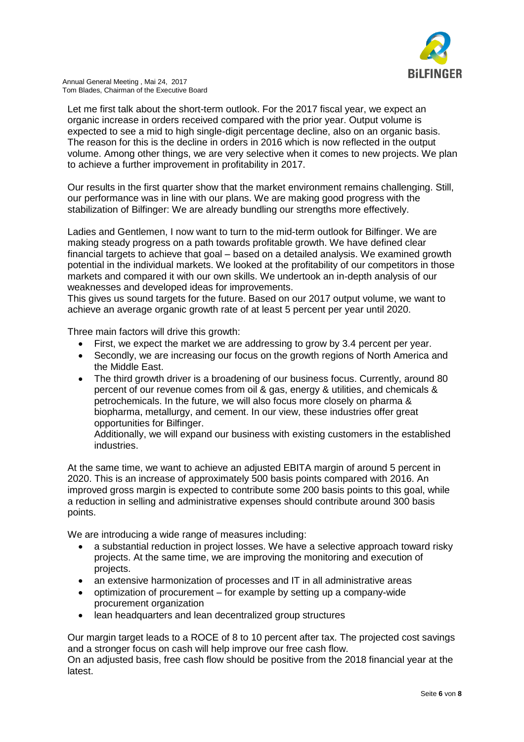Let me first talk about the short-term outlook. For the 2017 fiscal year, we expect an organic increase in orders received compared with the prior year. Output volume is expected to see a mid to high single-digit percentage decline, also on an organic basis. The reason for this is the decline in orders in 2016 which is now reflected in the output volume. Among other things, we are very selective when it comes to new projects. We plan to achieve a further improvement in profitability in 2017.

Our results in the first quarter show that the market environment remains challenging. Still, our performance was in line with our plans. We are making good progress with the stabilization of Bilfinger: We are already bundling our strengths more effectively.

Ladies and Gentlemen, I now want to turn to the mid-term outlook for Bilfinger. We are making steady progress on a path towards profitable growth. We have defined clear financial targets to achieve that goal – based on a detailed analysis. We examined growth potential in the individual markets. We looked at the profitability of our competitors in those markets and compared it with our own skills. We undertook an in-depth analysis of our weaknesses and developed ideas for improvements.
This gives us sound targets for the future. Based on our 2017 output volume, we want to achieve an average organic growth rate of at least 5 percent per year until 2020.

Three main factors will drive this growth:

- First, we expect the market we are addressing to grow by 3.4 percent per year.
- Secondly, we are increasing our focus on the growth regions of North America and the Middle East.
- The third growth driver is a broadening of our business focus. Currently, around 80 percent of our revenue comes from oil & gas, energy & utilities, and chemicals & petrochemicals. In the future, we will also focus more closely on pharma & biopharma, metallurgy, and cement. In our view, these industries offer great opportunities for Bilfinger.
  Additionally, we will expand our business with existing customers in the established industries.

At the same time, we want to achieve an adjusted EBITA margin of around 5 percent in 2020. This is an increase of approximately 500 basis points compared with 2016. An improved gross margin is expected to contribute some 200 basis points to this goal, while a reduction in selling and administrative expenses should contribute around 300 basis points.

We are introducing a wide range of measures including:

- a substantial reduction in project losses. We have a selective approach toward risky projects. At the same time, we are improving the monitoring and execution of projects.
- an extensive harmonization of processes and IT in all administrative areas
- optimization of procurement – for example by setting up a company-wide procurement organization
- lean headquarters and lean decentralized group structures

Our margin target leads to a ROCE of 8 to 10 percent after tax. The projected cost savings and a stronger focus on cash will help improve our free cash flow.
On an adjusted basis, free cash flow should be positive from the 2018 financial year at the latest.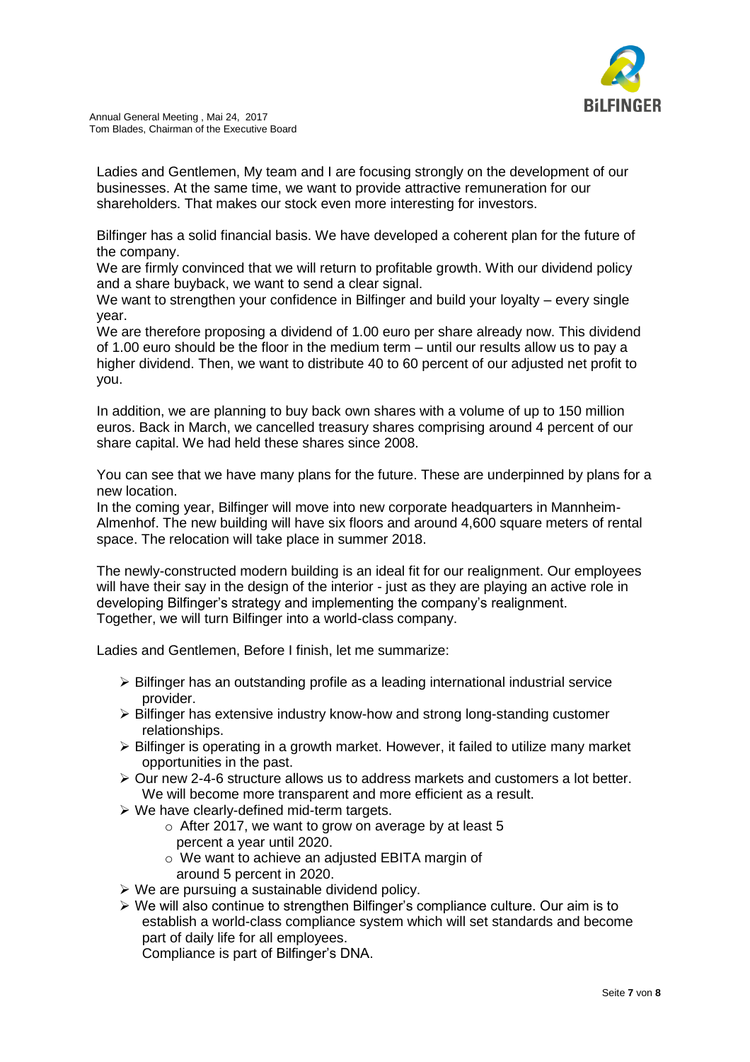Ladies and Gentlemen, My team and I are focusing strongly on the development of our businesses. At the same time, we want to provide attractive remuneration for our shareholders. That makes our stock even more interesting for investors.

Bilfinger has a solid financial basis. We have developed a coherent plan for the future of the company.
We are firmly convinced that we will return to profitable growth. With our dividend policy and a share buyback, we want to send a clear signal.
We want to strengthen your confidence in Bilfinger and build your loyalty – every single year.
We are therefore proposing a dividend of 1.00 euro per share already now. This dividend of 1.00 euro should be the floor in the medium term – until our results allow us to pay a higher dividend. Then, we want to distribute 40 to 60 percent of our adjusted net profit to you.

In addition, we are planning to buy back own shares with a volume of up to 150 million euros. Back in March, we cancelled treasury shares comprising around 4 percent of our share capital. We had held these shares since 2008.

You can see that we have many plans for the future. These are underpinned by plans for a new location.
In the coming year, Bilfinger will move into new corporate headquarters in Mannheim-Almenhof. The new building will have six floors and around 4,600 square meters of rental space. The relocation will take place in summer 2018.

The newly-constructed modern building is an ideal fit for our realignment. Our employees will have their say in the design of the interior - just as they are playing an active role in developing Bilfinger's strategy and implementing the company's realignment.
Together, we will turn Bilfinger into a world-class company.

Ladies and Gentlemen, Before I finish, let me summarize:

- Bilfinger has an outstanding profile as a leading international industrial service provider.
- Bilfinger has extensive industry know-how and strong long-standing customer relationships.
- Bilfinger is operating in a growth market. However, it failed to utilize many market opportunities in the past.
- Our new 2-4-6 structure allows us to address markets and customers a lot better. We will become more transparent and more efficient as a result.
- We have clearly-defined mid-term targets.
  - After 2017, we want to grow on average by at least 5 percent a year until 2020.
  - We want to achieve an adjusted EBITA margin of around 5 percent in 2020.
- We are pursuing a sustainable dividend policy.
- We will also continue to strengthen Bilfinger's compliance culture. Our aim is to establish a world-class compliance system which will set standards and become part of daily life for all employees.
  Compliance is part of Bilfinger's DNA.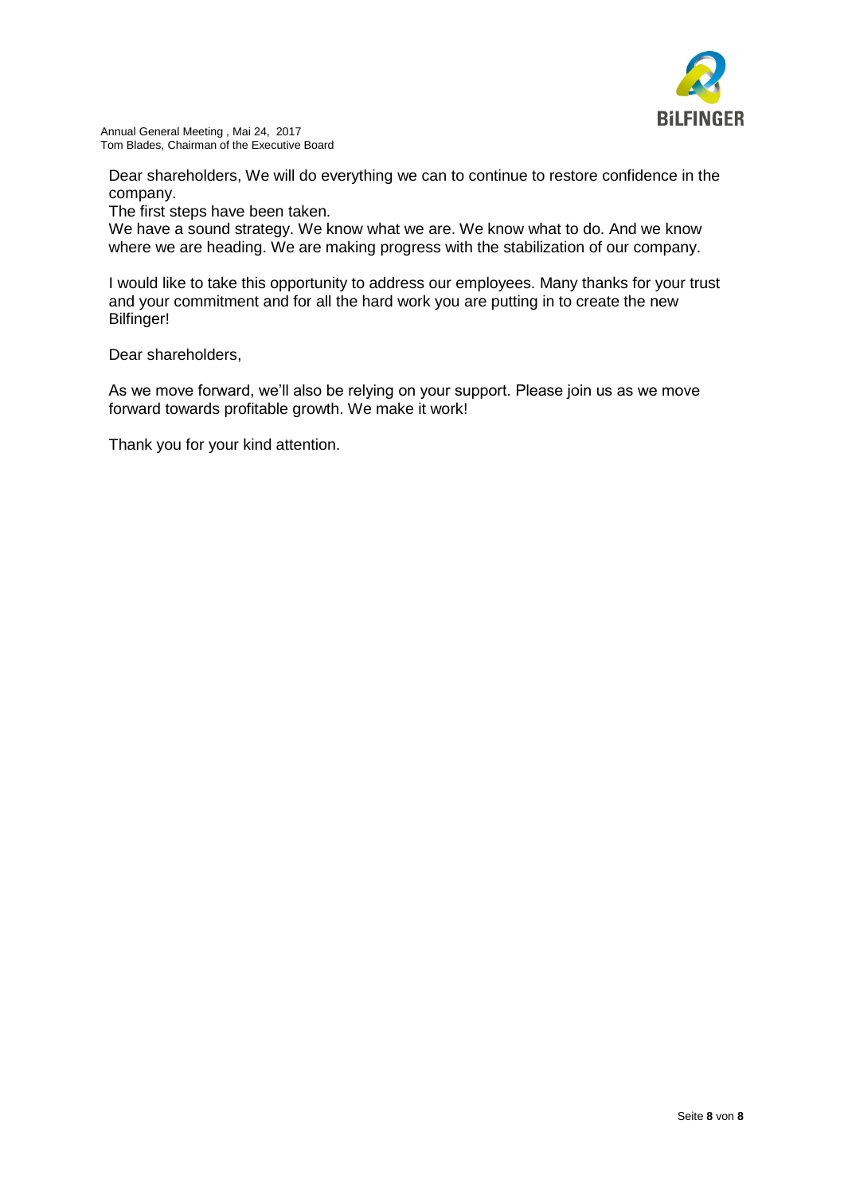Dear shareholders, We will do everything we can to continue to restore confidence in the company.
The first steps have been taken.
We have a sound strategy. We know what we are. We know what to do. And we know where we are heading. We are making progress with the stabilization of our company.

I would like to take this opportunity to address our employees. Many thanks for your trust and your commitment and for all the hard work you are putting in to create the new Bilfinger!

Dear shareholders,

As we move forward, we'll also be relying on your support. Please join us as we move forward towards profitable growth. We make it work!

Thank you for your kind attention.